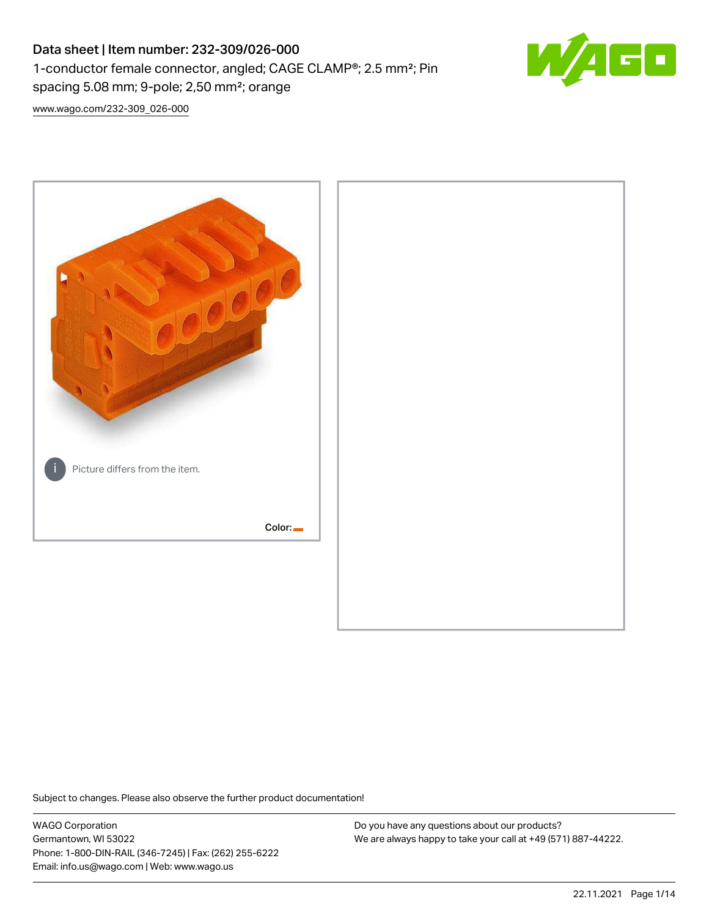# Data sheet | Item number: 232-309/026-000

1-conductor female connector, angled; CAGE CLAMP®; 2.5 mm²; Pin spacing 5.08 mm; 9-pole; 2,50 mm²; orange

www.wago.com/232-309_026-000

Picture differs from the item.

Color:

Subject to changes. Please also observe the further product documentation!

WAGO Corporation
Germantown, WI 53022
Phone: 1-800-DIN-RAIL (346-7245) | Fax: (262) 255-6222
Email: info.us@wago.com | Web: www.wago.us

Do you have any questions about our products?
We are always happy to take your call at +49 (571) 887-44222.

22.11.2021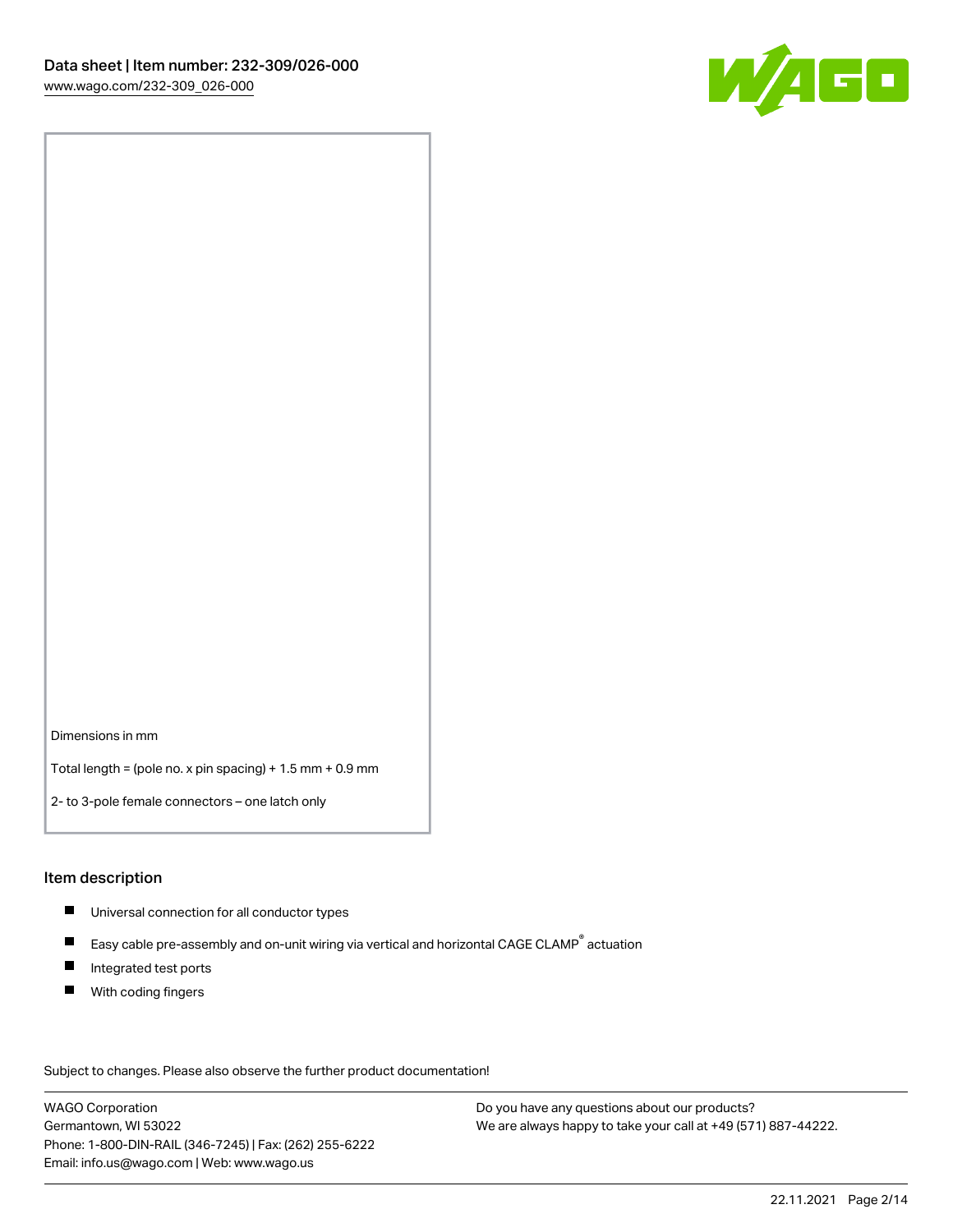Dimensions in mm

Total length = (pole no. x pin spacing) + 1.5 mm + 0.9 mm

2- to 3-pole female connectors – one latch only

## Item description

- Universal connection for all conductor types
- Easy cable pre-assembly and on-unit wiring via vertical and horizontal CAGE CLAMP® actuation
- Integrated test ports
- With coding fingers

Subject to changes. Please also observe the further product documentation!

WAGO Corporation
Germantown, WI 53022
Phone: 1-800-DIN-RAIL (346-7245) | Fax: (262) 255-6222
Email: info.us@wago.com | Web: www.wago.us

Do you have any questions about our products?
We are always happy to take your call at +49 (571) 887-44222.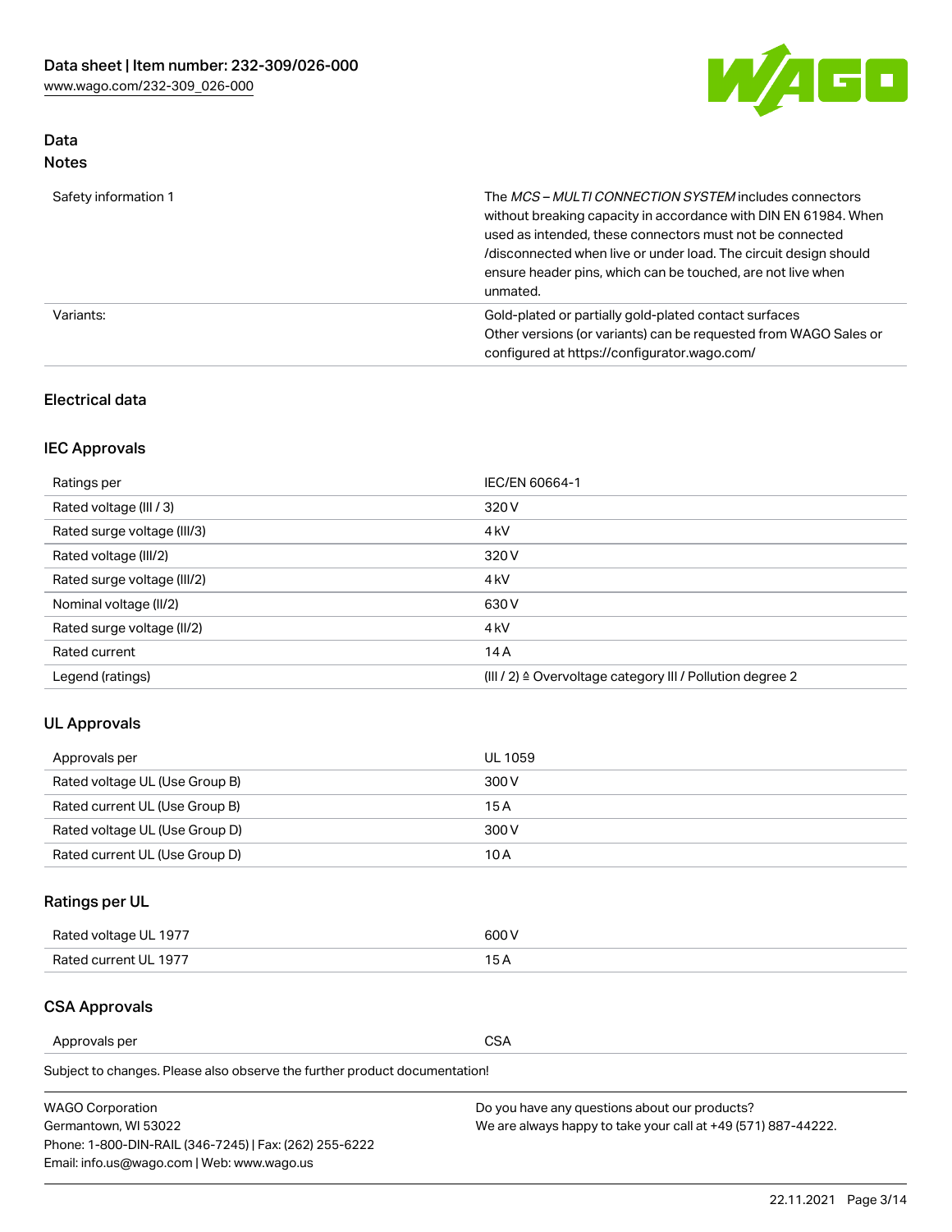## Data
### Notes

| | |
|---|---|
| Safety information 1 | The *MCS – MULTI CONNECTION SYSTEM* includes connectors without breaking capacity in accordance with DIN EN 61984. When used as intended, these connectors must not be connected /disconnected when live or under load. The circuit design should ensure header pins, which can be touched, are not live when unmated. |
| Variants: | Gold-plated or partially gold-plated contact surfaces<br>Other versions (or variants) can be requested from WAGO Sales or configured at https://configurator.wago.com/ |

### Electrical data

### IEC Approvals

| | |
|---|---|
| Ratings per | IEC/EN 60664-1 |
| Rated voltage (III / 3) | 320 V |
| Rated surge voltage (III/3) | 4 kV |
| Rated voltage (III/2) | 320 V |
| Rated surge voltage (III/2) | 4 kV |
| Nominal voltage (II/2) | 630 V |
| Rated surge voltage (II/2) | 4 kV |
| Rated current | 14 A |
| Legend (ratings) | (III / 2) ≙ Overvoltage category III / Pollution degree 2 |

### UL Approvals

| | |
|---|---|
| Approvals per | UL 1059 |
| Rated voltage UL (Use Group B) | 300 V |
| Rated current UL (Use Group B) | 15 A |
| Rated voltage UL (Use Group D) | 300 V |
| Rated current UL (Use Group D) | 10 A |

### Ratings per UL

| | |
|---|---|
| Rated voltage UL 1977 | 600 V |
| Rated current UL 1977 | 15 A |

### CSA Approvals

| | |
|---|---|
| Approvals per | CSA |

Subject to changes. Please also observe the further product documentation!

WAGO Corporation
Germantown, WI 53022
Phone: 1-800-DIN-RAIL (346-7245) | Fax: (262) 255-6222
Email: info.us@wago.com | Web: www.wago.us

Do you have any questions about our products?
We are always happy to take your call at +49 (571) 887-44222.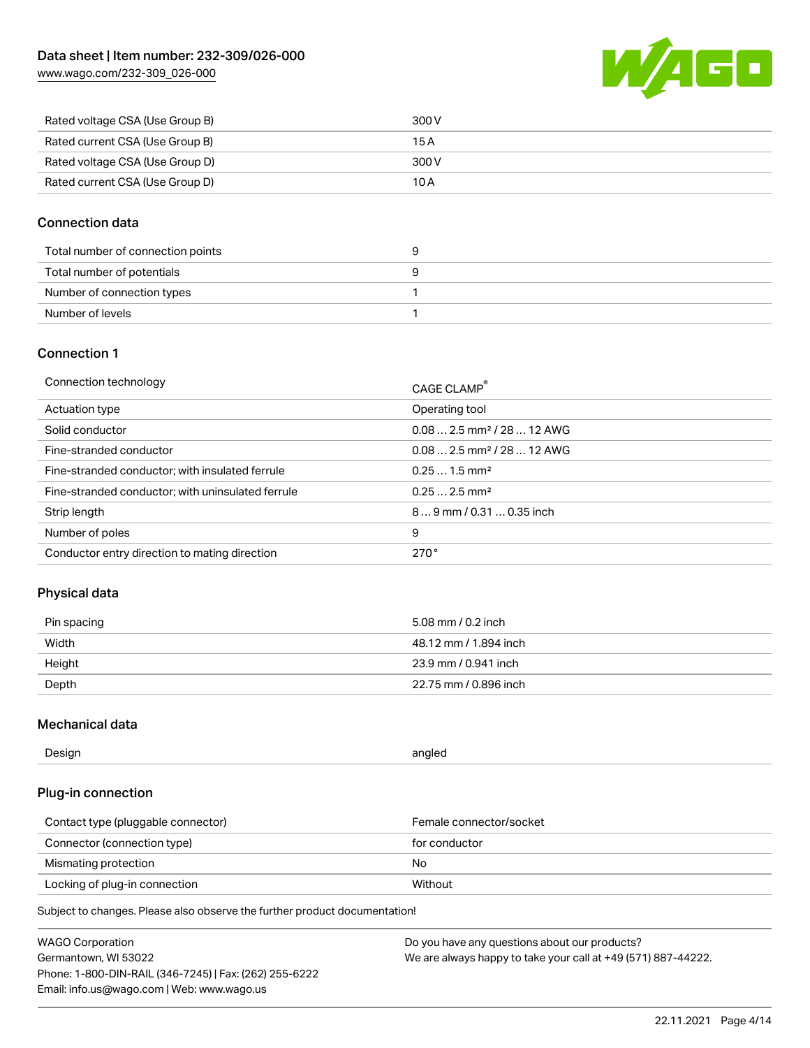| | |
|---|---|
| Rated voltage CSA (Use Group B) | 300 V |
| Rated current CSA (Use Group B) | 15 A |
| Rated voltage CSA (Use Group D) | 300 V |
| Rated current CSA (Use Group D) | 10 A |

## Connection data

| | |
|---|---|
| Total number of connection points | 9 |
| Total number of potentials | 9 |
| Number of connection types | 1 |
| Number of levels | 1 |

## Connection 1

| | |
|---|---|
| Connection technology | CAGE CLAMP® |
| Actuation type | Operating tool |
| Solid conductor | 0.08 … 2.5 mm² / 28 … 12 AWG |
| Fine-stranded conductor | 0.08 … 2.5 mm² / 28 … 12 AWG |
| Fine-stranded conductor; with insulated ferrule | 0.25 … 1.5 mm² |
| Fine-stranded conductor; with uninsulated ferrule | 0.25 … 2.5 mm² |
| Strip length | 8 … 9 mm / 0.31 … 0.35 inch |
| Number of poles | 9 |
| Conductor entry direction to mating direction | 270° |

## Physical data

| | |
|---|---|
| Pin spacing | 5.08 mm / 0.2 inch |
| Width | 48.12 mm / 1.894 inch |
| Height | 23.9 mm / 0.941 inch |
| Depth | 22.75 mm / 0.896 inch |

## Mechanical data

| | |
|---|---|
| Design | angled |

## Plug-in connection

| | |
|---|---|
| Contact type (pluggable connector) | Female connector/socket |
| Connector (connection type) | for conductor |
| Mismating protection | No |
| Locking of plug-in connection | Without |

Subject to changes. Please also observe the further product documentation!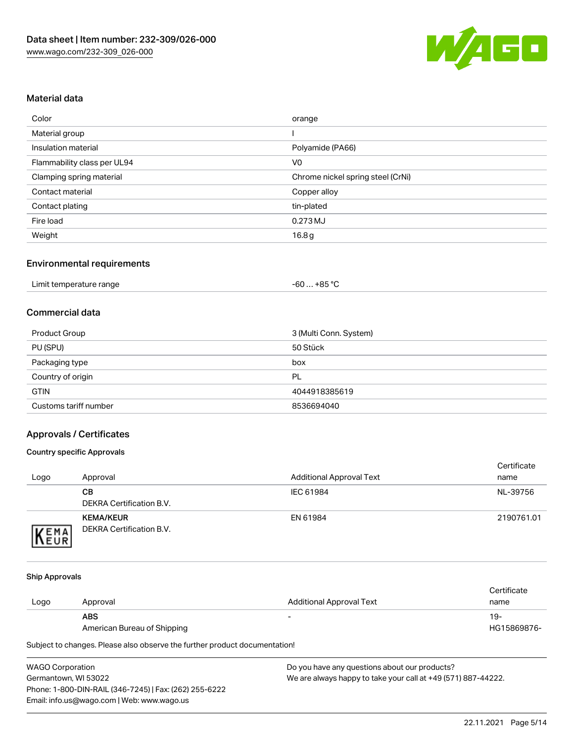## Material data

| | |
|---|---|
| Color | orange |
| Material group | I |
| Insulation material | Polyamide (PA66) |
| Flammability class per UL94 | V0 |
| Clamping spring material | Chrome nickel spring steel (CrNi) |
| Contact material | Copper alloy |
| Contact plating | tin-plated |
| Fire load | 0.273 MJ |
| Weight | 16.8 g |

## Environmental requirements

| | |
|---|---|
| Limit temperature range | -60 … +85 °C |

## Commercial data

| | |
|---|---|
| Product Group | 3 (Multi Conn. System) |
| PU (SPU) | 50 Stück |
| Packaging type | box |
| Country of origin | PL |
| GTIN | 4044918385619 |
| Customs tariff number | 8536694040 |

## Approvals / Certificates

### Country specific Approvals

| Logo | Approval | Additional Approval Text | Certificate name |
|---|---|---|---|
| | **CB** DEKRA Certification B.V. | IEC 61984 | NL-39756 |
| | **KEMA/KEUR** DEKRA Certification B.V. | EN 61984 | 2190761.01 |

### Ship Approvals

| Logo | Approval | Additional Approval Text | Certificate name |
|---|---|---|---|
| | **ABS** American Bureau of Shipping | - | 19-HG15869876- |

Subject to changes. Please also observe the further product documentation!

WAGO Corporation
Germantown, WI 53022
Phone: 1-800-DIN-RAIL (346-7245) | Fax: (262) 255-6222
Email: info.us@wago.com | Web: www.wago.us

Do you have any questions about our products?
We are always happy to take your call at +49 (571) 887-44222.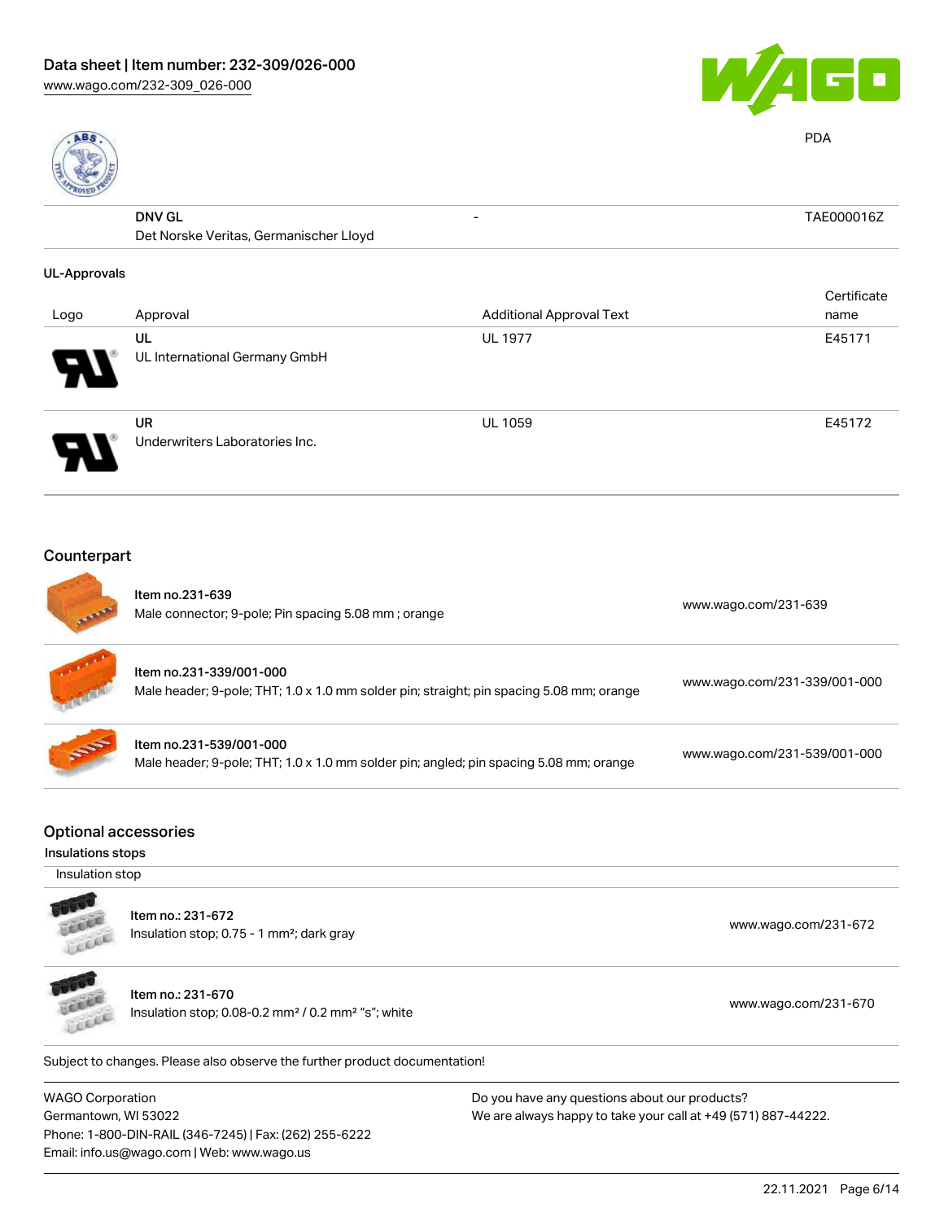| | Approval | Additional Approval Text | Certificate name |
|---|---|---|---|
| | DNV GL<br>Det Norske Veritas, Germanischer Lloyd | - | TAE000016Z |

### UL-Approvals

| Logo | Approval | Additional Approval Text | Certificate name |
|---|---|---|---|
| | UL<br>UL International Germany GmbH | UL 1977 | E45171 |
| | UR<br>Underwriters Laboratories Inc. | UL 1059 | E45172 |

## Counterpart

| Item | Link |
|---|---|
| Item no.231-639<br>Male connector; 9-pole; Pin spacing 5.08 mm ; orange | www.wago.com/231-639 |
| Item no.231-339/001-000<br>Male header; 9-pole; THT; 1.0 x 1.0 mm solder pin; straight; pin spacing 5.08 mm; orange | www.wago.com/231-339/001-000 |
| Item no.231-539/001-000<br>Male header; 9-pole; THT; 1.0 x 1.0 mm solder pin; angled; pin spacing 5.08 mm; orange | www.wago.com/231-539/001-000 |

## Optional accessories

### Insulations stops

Insulation stop

| Item | Link |
|---|---|
| Item no.: 231-672<br>Insulation stop; 0.75 - 1 mm²; dark gray | www.wago.com/231-672 |
| Item no.: 231-670<br>Insulation stop; 0.08-0.2 mm² / 0.2 mm² "s"; white | www.wago.com/231-670 |

Subject to changes. Please also observe the further product documentation!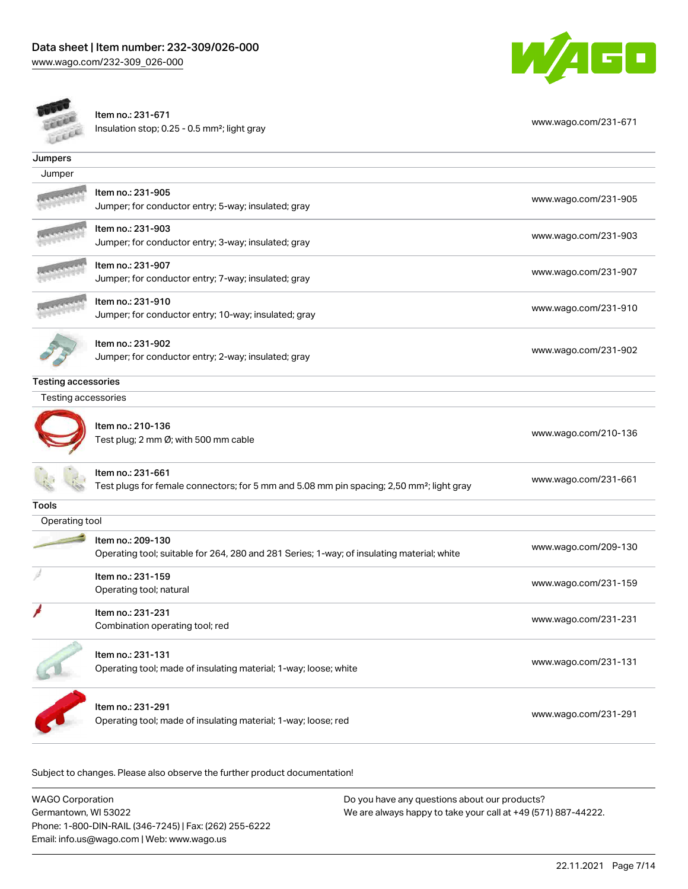| Item | Link |
| --- | --- |
| Item no.: 231-671<br>Insulation stop; 0.25 - 0.5 mm²; light gray | www.wago.com/231-671 |

## Jumpers

### Jumper

| Item | Link |
| --- | --- |
| Item no.: 231-905<br>Jumper; for conductor entry; 5-way; insulated; gray | www.wago.com/231-905 |
| Item no.: 231-903<br>Jumper; for conductor entry; 3-way; insulated; gray | www.wago.com/231-903 |
| Item no.: 231-907<br>Jumper; for conductor entry; 7-way; insulated; gray | www.wago.com/231-907 |
| Item no.: 231-910<br>Jumper; for conductor entry; 10-way; insulated; gray | www.wago.com/231-910 |
| Item no.: 231-902<br>Jumper; for conductor entry; 2-way; insulated; gray | www.wago.com/231-902 |

## Testing accessories

### Testing accessories

| Item | Link |
| --- | --- |
| Item no.: 210-136<br>Test plug; 2 mm Ø; with 500 mm cable | www.wago.com/210-136 |
| Item no.: 231-661<br>Test plugs for female connectors; for 5 mm and 5.08 mm pin spacing; 2,50 mm²; light gray | www.wago.com/231-661 |

## Tools

### Operating tool

| Item | Link |
| --- | --- |
| Item no.: 209-130<br>Operating tool; suitable for 264, 280 and 281 Series; 1-way; of insulating material; white | www.wago.com/209-130 |
| Item no.: 231-159<br>Operating tool; natural | www.wago.com/231-159 |
| Item no.: 231-231<br>Combination operating tool; red | www.wago.com/231-231 |
| Item no.: 231-131<br>Operating tool; made of insulating material; 1-way; loose; white | www.wago.com/231-131 |
| Item no.: 231-291<br>Operating tool; made of insulating material; 1-way; loose; red | www.wago.com/231-291 |

Subject to changes. Please also observe the further product documentation!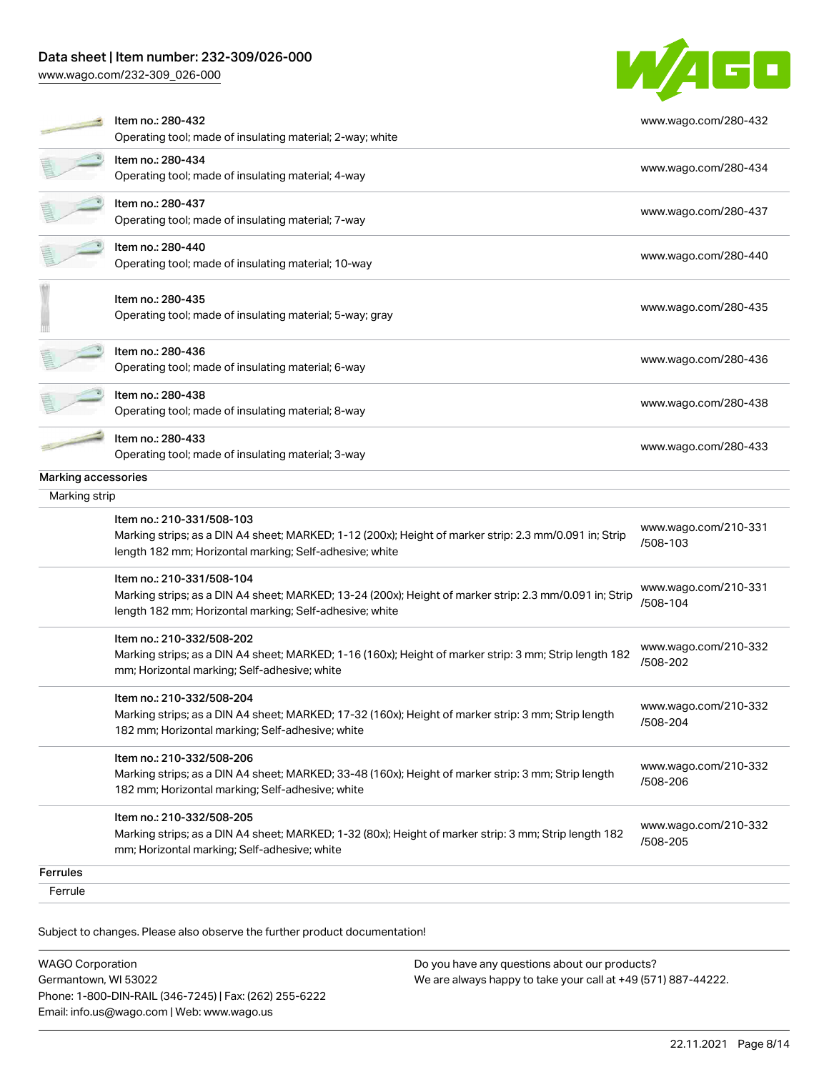| | | |
|---|---|---|
| | Item no.: 280-432<br>Operating tool; made of insulating material; 2-way; white | www.wago.com/280-432 |
| | Item no.: 280-434<br>Operating tool; made of insulating material; 4-way | www.wago.com/280-434 |
| | Item no.: 280-437<br>Operating tool; made of insulating material; 7-way | www.wago.com/280-437 |
| | Item no.: 280-440<br>Operating tool; made of insulating material; 10-way | www.wago.com/280-440 |
| | Item no.: 280-435<br>Operating tool; made of insulating material; 5-way; gray | www.wago.com/280-435 |
| | Item no.: 280-436<br>Operating tool; made of insulating material; 6-way | www.wago.com/280-436 |
| | Item no.: 280-438<br>Operating tool; made of insulating material; 8-way | www.wago.com/280-438 |
| | Item no.: 280-433<br>Operating tool; made of insulating material; 3-way | www.wago.com/280-433 |

**Marking accessories**

Marking strip

| | | |
|---|---|---|
| | Item no.: 210-331/508-103<br>Marking strips; as a DIN A4 sheet; MARKED; 1-12 (200x); Height of marker strip: 2.3 mm/0.091 in; Strip length 182 mm; Horizontal marking; Self-adhesive; white | www.wago.com/210-331/508-103 |
| | Item no.: 210-331/508-104<br>Marking strips; as a DIN A4 sheet; MARKED; 13-24 (200x); Height of marker strip: 2.3 mm/0.091 in; Strip length 182 mm; Horizontal marking; Self-adhesive; white | www.wago.com/210-331/508-104 |
| | Item no.: 210-332/508-202<br>Marking strips; as a DIN A4 sheet; MARKED; 1-16 (160x); Height of marker strip: 3 mm; Strip length 182 mm; Horizontal marking; Self-adhesive; white | www.wago.com/210-332/508-202 |
| | Item no.: 210-332/508-204<br>Marking strips; as a DIN A4 sheet; MARKED; 17-32 (160x); Height of marker strip: 3 mm; Strip length 182 mm; Horizontal marking; Self-adhesive; white | www.wago.com/210-332/508-204 |
| | Item no.: 210-332/508-206<br>Marking strips; as a DIN A4 sheet; MARKED; 33-48 (160x); Height of marker strip: 3 mm; Strip length 182 mm; Horizontal marking; Self-adhesive; white | www.wago.com/210-332/508-206 |
| | Item no.: 210-332/508-205<br>Marking strips; as a DIN A4 sheet; MARKED; 1-32 (80x); Height of marker strip: 3 mm; Strip length 182 mm; Horizontal marking; Self-adhesive; white | www.wago.com/210-332/508-205 |

**Ferrules**

Ferrule

Subject to changes. Please also observe the further product documentation!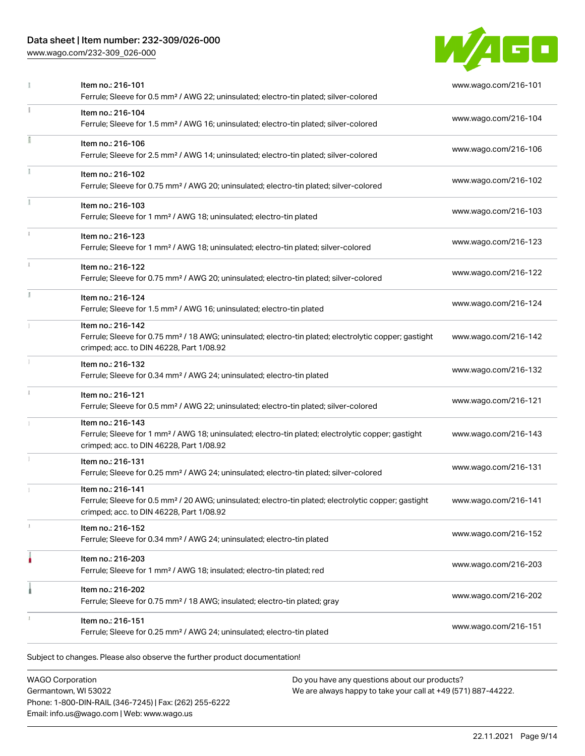| | | |
|---|---|---|
| | Item no.: 216-101<br>Ferrule; Sleeve for 0.5 mm² / AWG 22; uninsulated; electro-tin plated; silver-colored | www.wago.com/216-101 |
| | Item no.: 216-104<br>Ferrule; Sleeve for 1.5 mm² / AWG 16; uninsulated; electro-tin plated; silver-colored | www.wago.com/216-104 |
| | Item no.: 216-106<br>Ferrule; Sleeve for 2.5 mm² / AWG 14; uninsulated; electro-tin plated; silver-colored | www.wago.com/216-106 |
| | Item no.: 216-102<br>Ferrule; Sleeve for 0.75 mm² / AWG 20; uninsulated; electro-tin plated; silver-colored | www.wago.com/216-102 |
| | Item no.: 216-103<br>Ferrule; Sleeve for 1 mm² / AWG 18; uninsulated; electro-tin plated | www.wago.com/216-103 |
| | Item no.: 216-123<br>Ferrule; Sleeve for 1 mm² / AWG 18; uninsulated; electro-tin plated; silver-colored | www.wago.com/216-123 |
| | Item no.: 216-122<br>Ferrule; Sleeve for 0.75 mm² / AWG 20; uninsulated; electro-tin plated; silver-colored | www.wago.com/216-122 |
| | Item no.: 216-124<br>Ferrule; Sleeve for 1.5 mm² / AWG 16; uninsulated; electro-tin plated | www.wago.com/216-124 |
| | Item no.: 216-142<br>Ferrule; Sleeve for 0.75 mm² / 18 AWG; uninsulated; electro-tin plated; electrolytic copper; gastight crimped; acc. to DIN 46228, Part 1/08.92 | www.wago.com/216-142 |
| | Item no.: 216-132<br>Ferrule; Sleeve for 0.34 mm² / AWG 24; uninsulated; electro-tin plated | www.wago.com/216-132 |
| | Item no.: 216-121<br>Ferrule; Sleeve for 0.5 mm² / AWG 22; uninsulated; electro-tin plated; silver-colored | www.wago.com/216-121 |
| | Item no.: 216-143<br>Ferrule; Sleeve for 1 mm² / AWG 18; uninsulated; electro-tin plated; electrolytic copper; gastight crimped; acc. to DIN 46228, Part 1/08.92 | www.wago.com/216-143 |
| | Item no.: 216-131<br>Ferrule; Sleeve for 0.25 mm² / AWG 24; uninsulated; electro-tin plated; silver-colored | www.wago.com/216-131 |
| | Item no.: 216-141<br>Ferrule; Sleeve for 0.5 mm² / 20 AWG; uninsulated; electro-tin plated; electrolytic copper; gastight crimped; acc. to DIN 46228, Part 1/08.92 | www.wago.com/216-141 |
| | Item no.: 216-152<br>Ferrule; Sleeve for 0.34 mm² / AWG 24; uninsulated; electro-tin plated | www.wago.com/216-152 |
| | Item no.: 216-203<br>Ferrule; Sleeve for 1 mm² / AWG 18; insulated; electro-tin plated; red | www.wago.com/216-203 |
| | Item no.: 216-202<br>Ferrule; Sleeve for 0.75 mm² / 18 AWG; insulated; electro-tin plated; gray | www.wago.com/216-202 |
| | Item no.: 216-151<br>Ferrule; Sleeve for 0.25 mm² / AWG 24; uninsulated; electro-tin plated | www.wago.com/216-151 |

Subject to changes. Please also observe the further product documentation!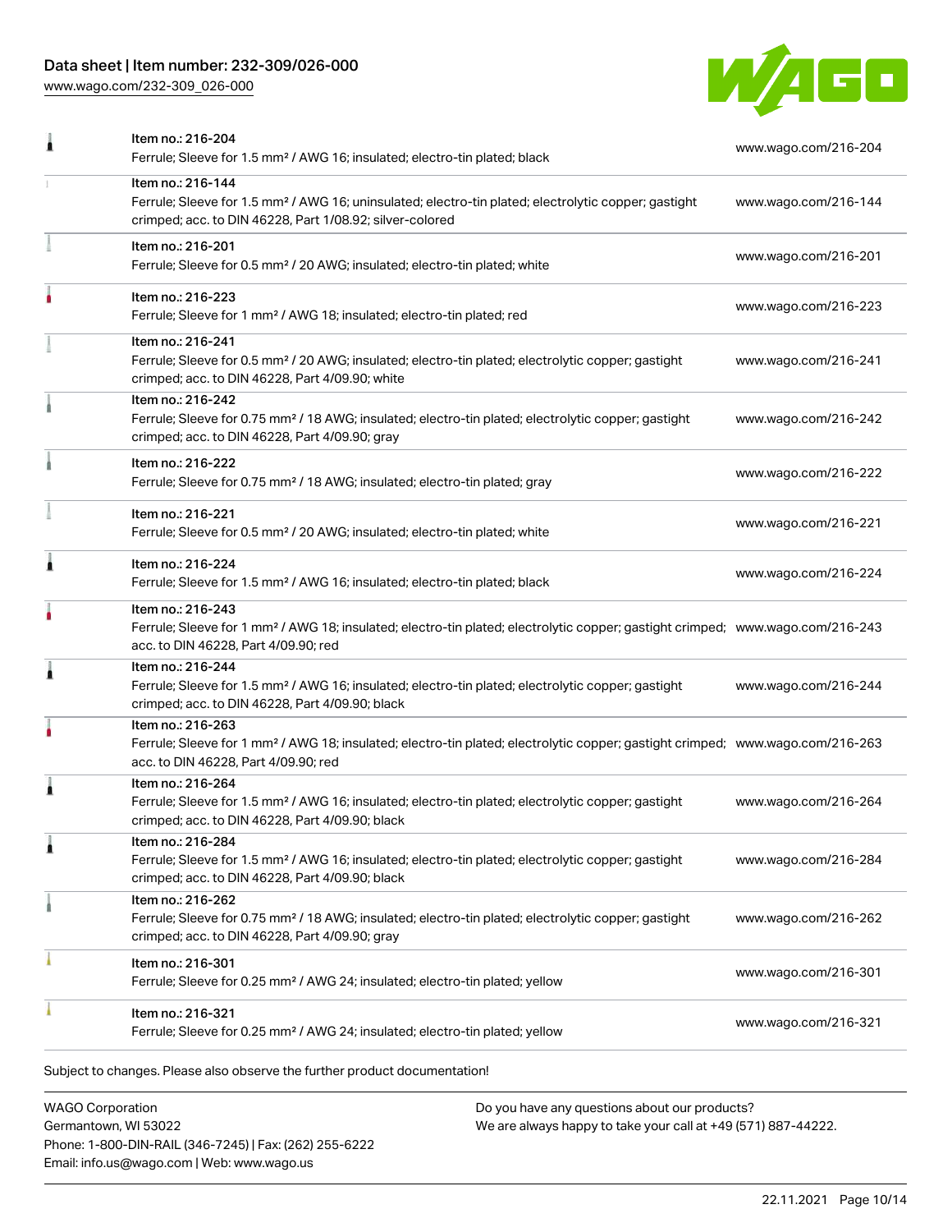| Item | URL |
|---|---|
| Item no.: 216-204<br>Ferrule; Sleeve for 1.5 mm² / AWG 16; insulated; electro-tin plated; black | www.wago.com/216-204 |
| Item no.: 216-144<br>Ferrule; Sleeve for 1.5 mm² / AWG 16; uninsulated; electro-tin plated; electrolytic copper; gastight crimped; acc. to DIN 46228, Part 1/08.92; silver-colored | www.wago.com/216-144 |
| Item no.: 216-201<br>Ferrule; Sleeve for 0.5 mm² / 20 AWG; insulated; electro-tin plated; white | www.wago.com/216-201 |
| Item no.: 216-223<br>Ferrule; Sleeve for 1 mm² / AWG 18; insulated; electro-tin plated; red | www.wago.com/216-223 |
| Item no.: 216-241<br>Ferrule; Sleeve for 0.5 mm² / 20 AWG; insulated; electro-tin plated; electrolytic copper; gastight crimped; acc. to DIN 46228, Part 4/09.90; white | www.wago.com/216-241 |
| Item no.: 216-242<br>Ferrule; Sleeve for 0.75 mm² / 18 AWG; insulated; electro-tin plated; electrolytic copper; gastight crimped; acc. to DIN 46228, Part 4/09.90; gray | www.wago.com/216-242 |
| Item no.: 216-222<br>Ferrule; Sleeve for 0.75 mm² / 18 AWG; insulated; electro-tin plated; gray | www.wago.com/216-222 |
| Item no.: 216-221<br>Ferrule; Sleeve for 0.5 mm² / 20 AWG; insulated; electro-tin plated; white | www.wago.com/216-221 |
| Item no.: 216-224<br>Ferrule; Sleeve for 1.5 mm² / AWG 16; insulated; electro-tin plated; black | www.wago.com/216-224 |
| Item no.: 216-243<br>Ferrule; Sleeve for 1 mm² / AWG 18; insulated; electro-tin plated; electrolytic copper; gastight crimped; acc. to DIN 46228, Part 4/09.90; red | www.wago.com/216-243 |
| Item no.: 216-244<br>Ferrule; Sleeve for 1.5 mm² / AWG 16; insulated; electro-tin plated; electrolytic copper; gastight crimped; acc. to DIN 46228, Part 4/09.90; black | www.wago.com/216-244 |
| Item no.: 216-263<br>Ferrule; Sleeve for 1 mm² / AWG 18; insulated; electro-tin plated; electrolytic copper; gastight crimped; acc. to DIN 46228, Part 4/09.90; red | www.wago.com/216-263 |
| Item no.: 216-264<br>Ferrule; Sleeve for 1.5 mm² / AWG 16; insulated; electro-tin plated; electrolytic copper; gastight crimped; acc. to DIN 46228, Part 4/09.90; black | www.wago.com/216-264 |
| Item no.: 216-284<br>Ferrule; Sleeve for 1.5 mm² / AWG 16; insulated; electro-tin plated; electrolytic copper; gastight crimped; acc. to DIN 46228, Part 4/09.90; black | www.wago.com/216-284 |
| Item no.: 216-262<br>Ferrule; Sleeve for 0.75 mm² / 18 AWG; insulated; electro-tin plated; electrolytic copper; gastight crimped; acc. to DIN 46228, Part 4/09.90; gray | www.wago.com/216-262 |
| Item no.: 216-301<br>Ferrule; Sleeve for 0.25 mm² / AWG 24; insulated; electro-tin plated; yellow | www.wago.com/216-301 |
| Item no.: 216-321<br>Ferrule; Sleeve for 0.25 mm² / AWG 24; insulated; electro-tin plated; yellow | www.wago.com/216-321 |

Subject to changes. Please also observe the further product documentation!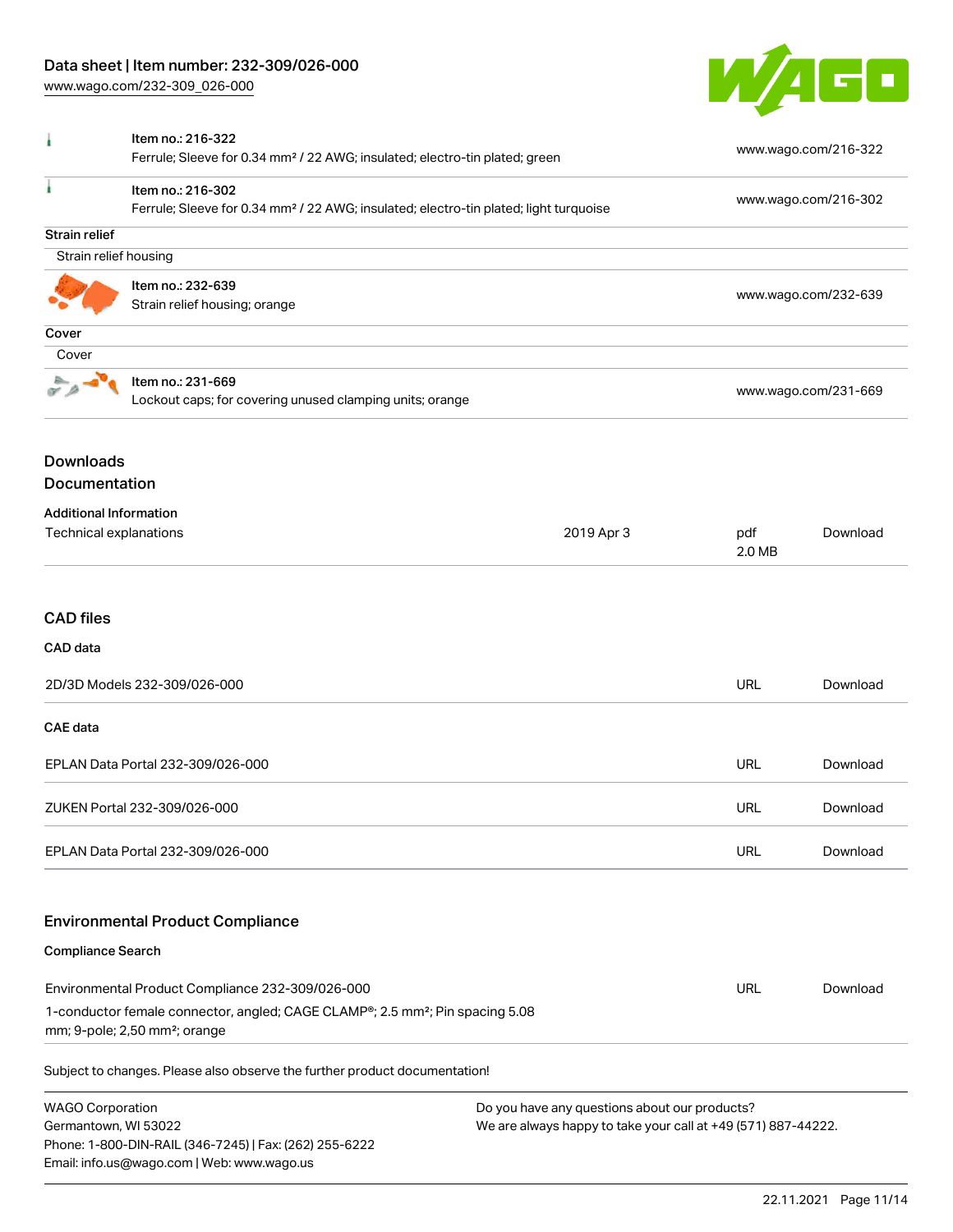| Item no.: 216-322<br>Ferrule; Sleeve for 0.34 mm² / 22 AWG; insulated; electro-tin plated; green | www.wago.com/216-322 |
| --- | --- |
| Item no.: 216-302<br>Ferrule; Sleeve for 0.34 mm² / 22 AWG; insulated; electro-tin plated; light turquoise | www.wago.com/216-302 |

**Strain relief**

Strain relief housing

| Item no.: 232-639<br>Strain relief housing; orange | www.wago.com/232-639 |
| --- | --- |

**Cover**

Cover

| Item no.: 231-669<br>Lockout caps; for covering unused clamping units; orange | www.wago.com/231-669 |
| --- | --- |

## Downloads

### Documentation

**Additional Information**

| Technical explanations | 2019 Apr 3 | pdf<br>2.0 MB | Download |
| --- | --- | --- | --- |

### CAD files

**CAD data**

| 2D/3D Models 232-309/026-000 | URL | Download |
| --- | --- | --- |

**CAE data**

| EPLAN Data Portal 232-309/026-000 | URL | Download |
| --- | --- | --- |
| ZUKEN Portal 232-309/026-000 | URL | Download |
| EPLAN Data Portal 232-309/026-000 | URL | Download |

### Environmental Product Compliance

**Compliance Search**

| Environmental Product Compliance 232-309/026-000<br>1-conductor female connector, angled; CAGE CLAMP®; 2.5 mm²; Pin spacing 5.08 mm; 9-pole; 2,50 mm²; orange | URL | Download |
| --- | --- | --- |

Subject to changes. Please also observe the further product documentation!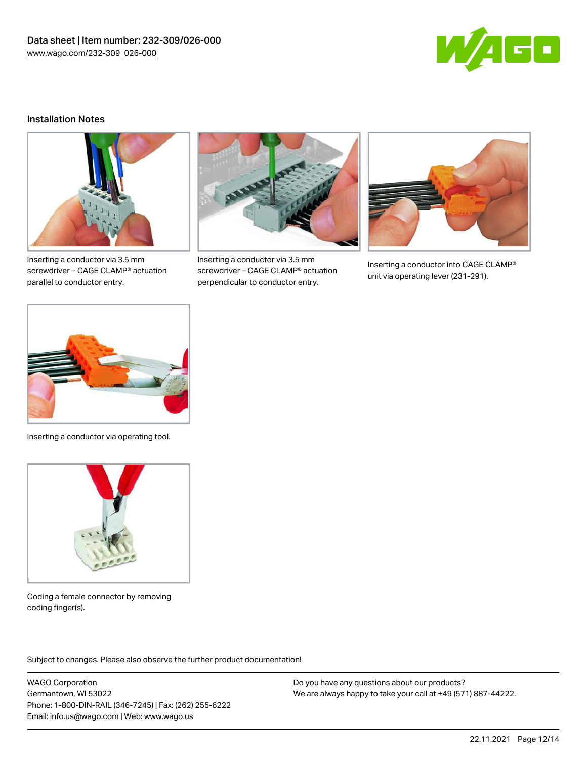## Installation Notes

Inserting a conductor via 3.5 mm screwdriver – CAGE CLAMP® actuation parallel to conductor entry.

Inserting a conductor via 3.5 mm screwdriver – CAGE CLAMP® actuation perpendicular to conductor entry.

Inserting a conductor into CAGE CLAMP® unit via operating lever (231-291).

Inserting a conductor via operating tool.

Coding a female connector by removing coding finger(s).

Subject to changes. Please also observe the further product documentation!

WAGO Corporation
Germantown, WI 53022
Phone: 1-800-DIN-RAIL (346-7245) | Fax: (262) 255-6222
Email: info.us@wago.com | Web: www.wago.us

Do you have any questions about our products?
We are always happy to take your call at +49 (571) 887-44222.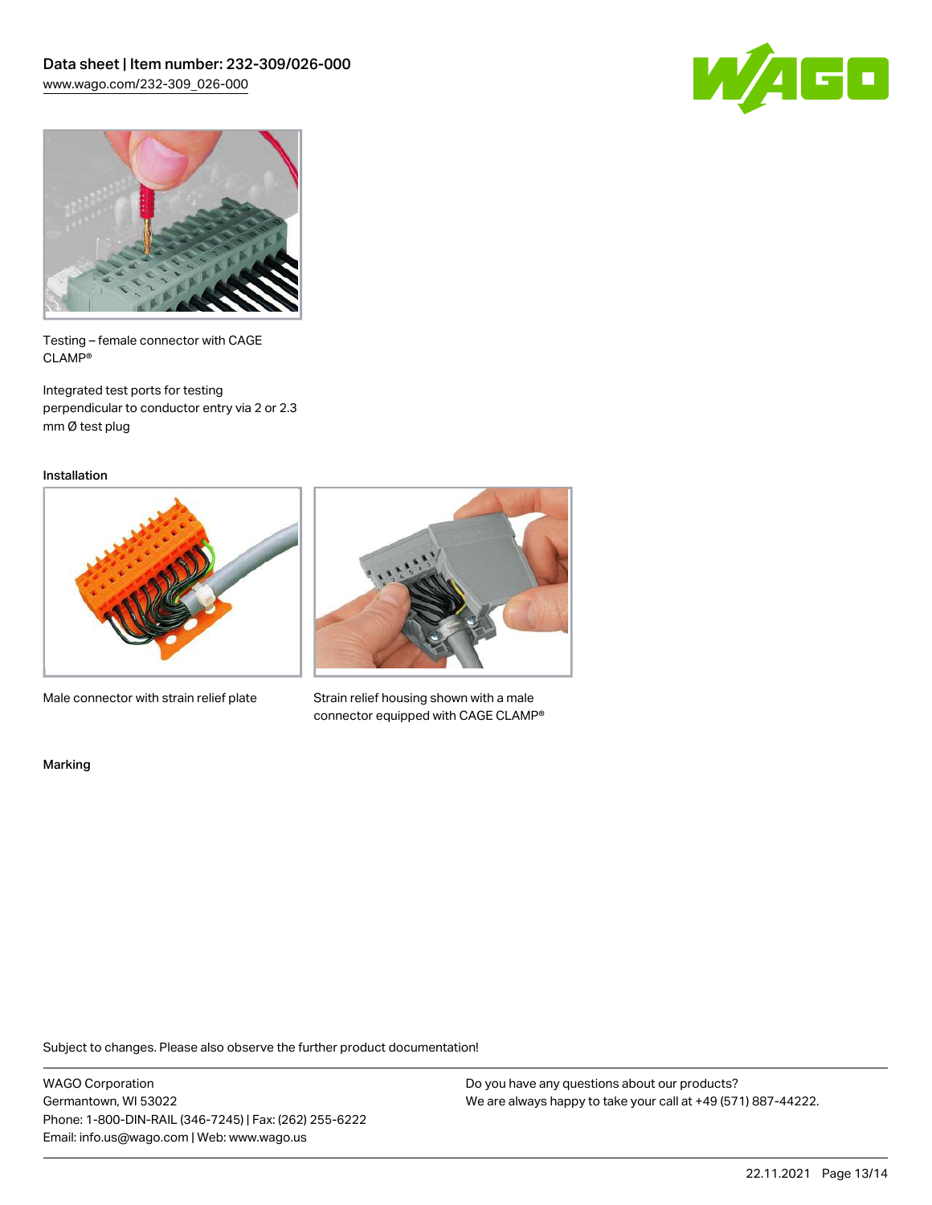Testing – female connector with CAGE CLAMP®

Integrated test ports for testing perpendicular to conductor entry via 2 or 2.3 mm Ø test plug

Installation

Male connector with strain relief plate

Strain relief housing shown with a male connector equipped with CAGE CLAMP®

Marking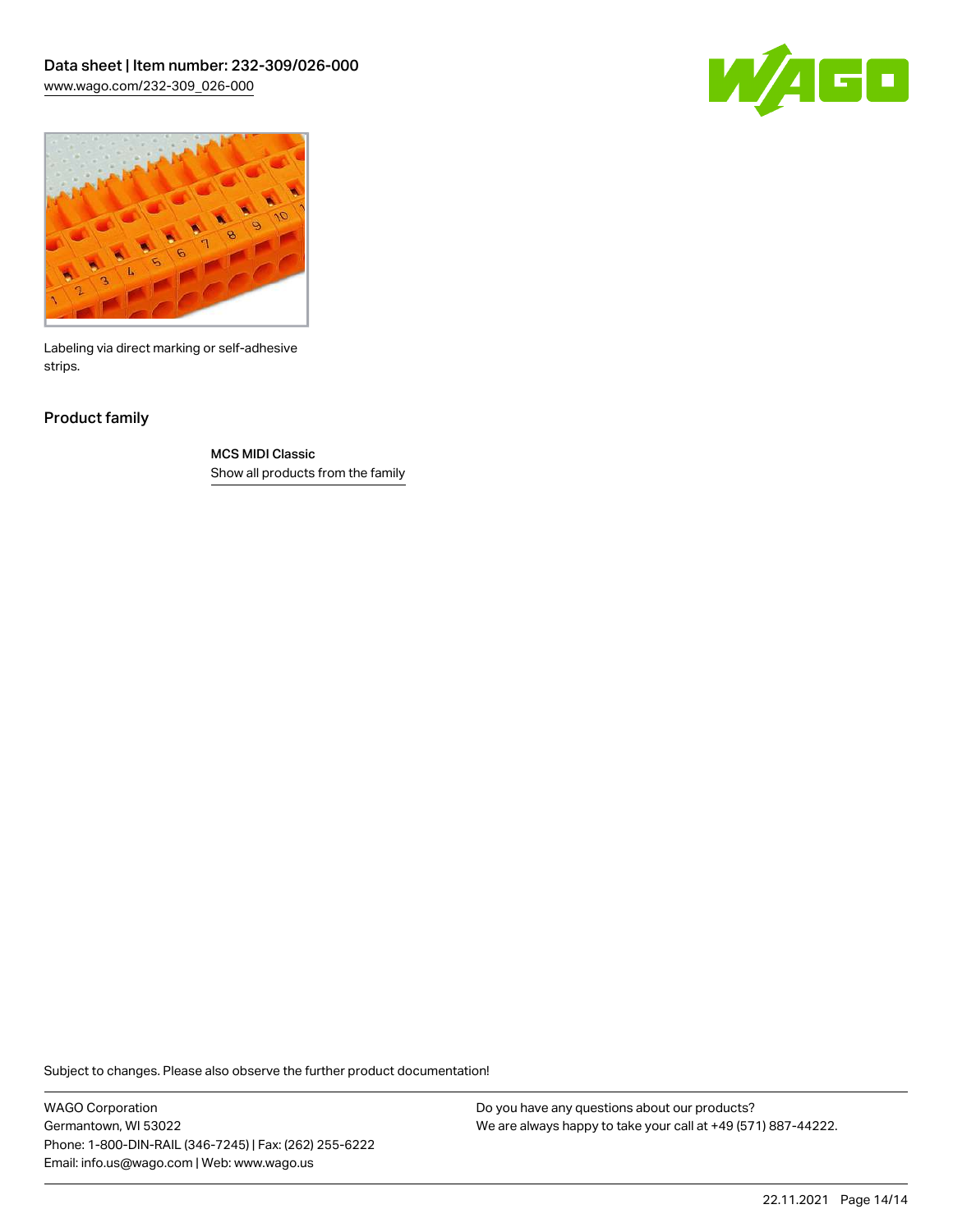Labeling via direct marking or self-adhesive strips.

## Product family

MCS MIDI Classic
Show all products from the family

Subject to changes. Please also observe the further product documentation!

WAGO Corporation
Germantown, WI 53022
Phone: 1-800-DIN-RAIL (346-7245) | Fax: (262) 255-6222
Email: info.us@wago.com | Web: www.wago.us

Do you have any questions about our products?
We are always happy to take your call at +49 (571) 887-44222.